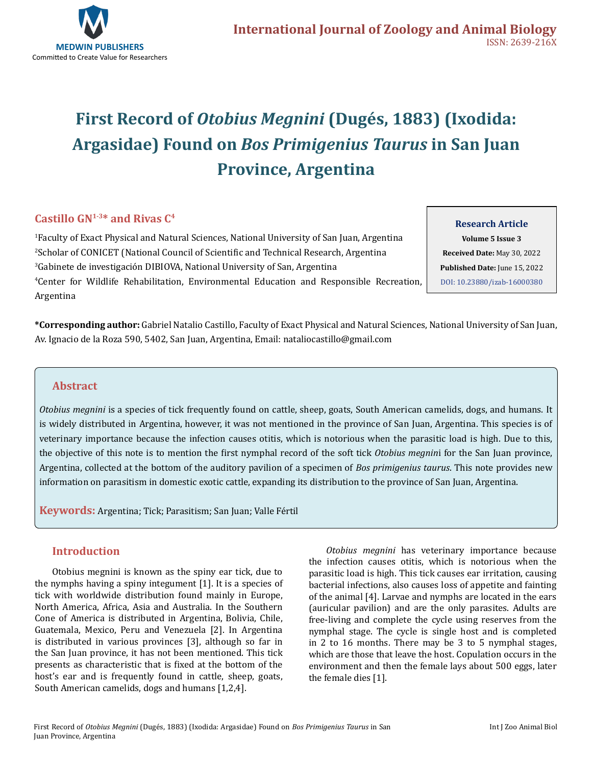# First Record of *Otobius Megnini* (Dugés, 1883) (Ixodida: Argasidae) Found on *Bos Primigenius Taurus* in San Juan Province, Argentina

**Castillo GN[1-3]* and Rivas C[4]**

[1]Faculty of Exact Physical and Natural Sciences, National University of San Juan, Argentina

[2]Scholar of CONICET (National Council of Scientific and Technical Research, Argentina

[3]Gabinete de investigación DIBIOVA, National University of San, Argentina

[4]Center for Wildlife Rehabilitation, Environmental Education and Responsible Recreation, Argentina

**Research Article**

**Volume 5 Issue 3**

**Received Date:** May 30, 2022

**Published Date:** June 15, 2022

DOI: 10.23880/izab-16000380

**\*Corresponding author:** Gabriel Natalio Castillo, Faculty of Exact Physical and Natural Sciences, National University of San Juan, Av. Ignacio de la Roza 590, 5402, San Juan, Argentina, Email: nataliocastillo@gmail.com

## Abstract

*Otobius megnini* is a species of tick frequently found on cattle, sheep, goats, South American camelids, dogs, and humans. It is widely distributed in Argentina, however, it was not mentioned in the province of San Juan, Argentina. This species is of veterinary importance because the infection causes otitis, which is notorious when the parasitic load is high. Due to this, the objective of this note is to mention the first nymphal record of the soft tick *Otobius megnini* for the San Juan province, Argentina, collected at the bottom of the auditory pavilion of a specimen of *Bos primigenius taurus*. This note provides new information on parasitism in domestic exotic cattle, expanding its distribution to the province of San Juan, Argentina.

**Keywords:** Argentina; Tick; Parasitism; San Juan; Valle Fértil

## Introduction

Otobius megnini is known as the spiny ear tick, due to the nymphs having a spiny integument [1]. It is a species of tick with worldwide distribution found mainly in Europe, North America, Africa, Asia and Australia. In the Southern Cone of America is distributed in Argentina, Bolivia, Chile, Guatemala, Mexico, Peru and Venezuela [2]. In Argentina is distributed in various provinces [3], although so far in the San Juan province, it has not been mentioned. This tick presents as characteristic that is fixed at the bottom of the host's ear and is frequently found in cattle, sheep, goats, South American camelids, dogs and humans [1,2,4].

*Otobius megnini* has veterinary importance because the infection causes otitis, which is notorious when the parasitic load is high. This tick causes ear irritation, causing bacterial infections, also causes loss of appetite and fainting of the animal [4]. Larvae and nymphs are located in the ears (auricular pavilion) and are the only parasites. Adults are free-living and complete the cycle using reserves from the nymphal stage. The cycle is single host and is completed in 2 to 16 months. There may be 3 to 5 nymphal stages, which are those that leave the host. Copulation occurs in the environment and then the female lays about 500 eggs, later the female dies [1].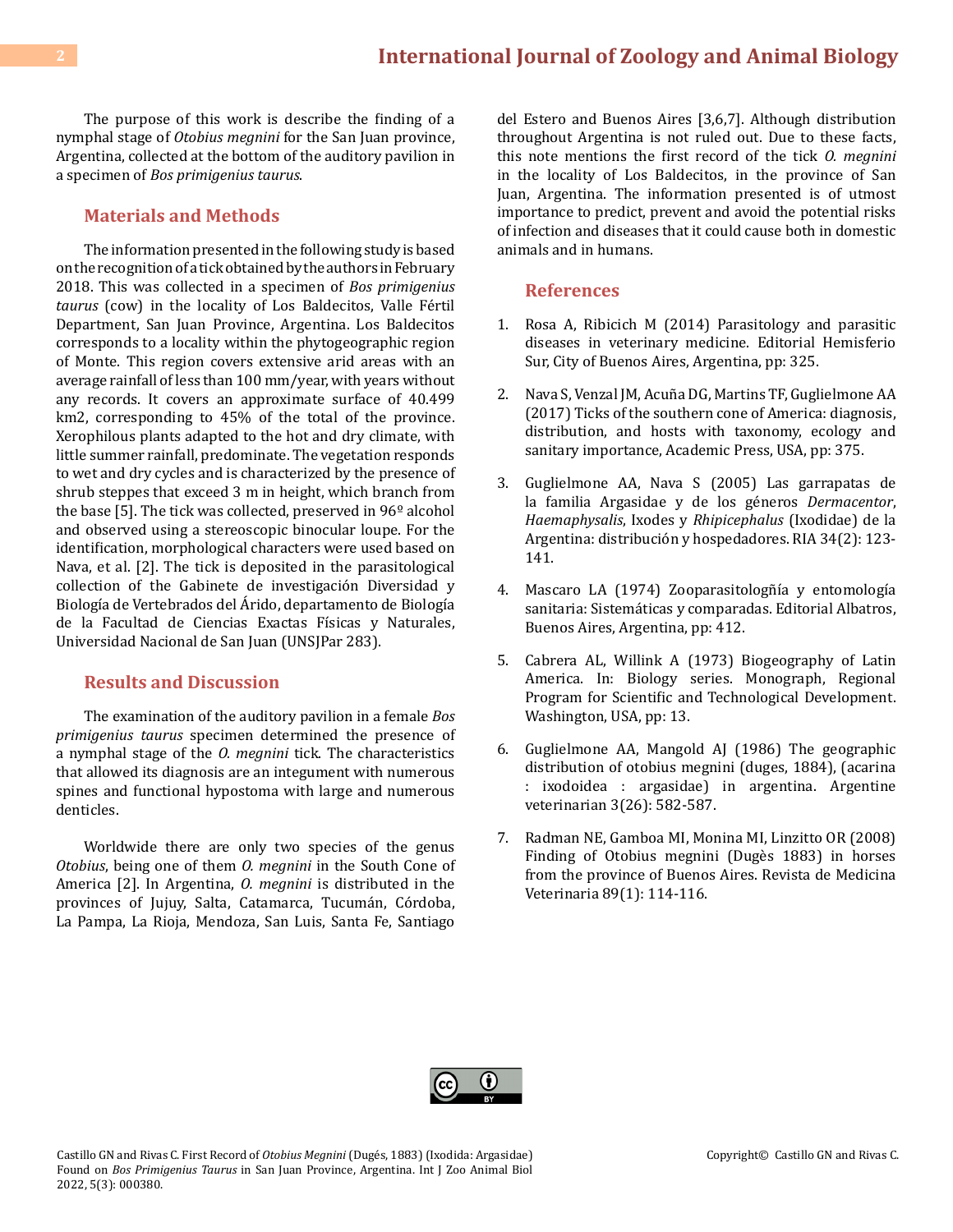The purpose of this work is describe the finding of a nymphal stage of *Otobius megnini* for the San Juan province, Argentina, collected at the bottom of the auditory pavilion in a specimen of *Bos primigenius taurus.*

## Materials and Methods

The information presented in the following study is based on the recognition of a tick obtained by the authors in February 2018. This was collected in a specimen of *Bos primigenius taurus* (cow) in the locality of Los Baldecitos, Valle Fértil Department, San Juan Province, Argentina. Los Baldecitos corresponds to a locality within the phytogeographic region of Monte. This region covers extensive arid areas with an average rainfall of less than 100 mm/year, with years without any records. It covers an approximate surface of 40.499 km2, corresponding to 45% of the total of the province. Xerophilous plants adapted to the hot and dry climate, with little summer rainfall, predominate. The vegetation responds to wet and dry cycles and is characterized by the presence of shrub steppes that exceed 3 m in height, which branch from the base [5]. The tick was collected, preserved in 96º alcohol and observed using a stereoscopic binocular loupe. For the identification, morphological characters were used based on Nava, et al. [2]. The tick is deposited in the parasitological collection of the Gabinete de investigación Diversidad y Biología de Vertebrados del Árido, departamento de Biología de la Facultad de Ciencias Exactas Físicas y Naturales, Universidad Nacional de San Juan (UNSJPar 283).

## Results and Discussion

The examination of the auditory pavilion in a female *Bos primigenius taurus* specimen determined the presence of a nymphal stage of the *O. megnini* tick. The characteristics that allowed its diagnosis are an integument with numerous spines and functional hypostoma with large and numerous denticles.

Worldwide there are only two species of the genus *Otobius*, being one of them *O. megnini* in the South Cone of America [2]. In Argentina, *O. megnini* is distributed in the provinces of Jujuy, Salta, Catamarca, Tucumán, Córdoba, La Pampa, La Rioja, Mendoza, San Luis, Santa Fe, Santiago del Estero and Buenos Aires [3,6,7]. Although distribution throughout Argentina is not ruled out. Due to these facts, this note mentions the first record of the tick *O. megnini* in the locality of Los Baldecitos, in the province of San Juan, Argentina. The information presented is of utmost importance to predict, prevent and avoid the potential risks of infection and diseases that it could cause both in domestic animals and in humans.

## References

1. Rosa A, Ribicich M (2014) Parasitology and parasitic diseases in veterinary medicine. Editorial Hemisferio Sur, City of Buenos Aires, Argentina, pp: 325.
2. Nava S, Venzal JM, Acuña DG, Martins TF, Guglielmone AA (2017) Ticks of the southern cone of America: diagnosis, distribution, and hosts with taxonomy, ecology and sanitary importance, Academic Press, USA, pp: 375.
3. Guglielmone AA, Nava S (2005) Las garrapatas de la familia Argasidae y de los géneros *Dermacentor*, *Haemaphysalis*, Ixodes y *Rhipicephalus* (Ixodidae) de la Argentina: distribución y hospedadores. RIA 34(2): 123-141.
4. Mascaro LA (1974) Zooparasitolognía y entomología sanitaria: Sistemáticas y comparadas. Editorial Albatros, Buenos Aires, Argentina, pp: 412.
5. Cabrera AL, Willink A (1973) Biogeography of Latin America. In: Biology series. Monograph, Regional Program for Scientific and Technological Development. Washington, USA, pp: 13.
6. Guglielmone AA, Mangold AJ (1986) The geographic distribution of otobius megnini (duges, 1884), (acarina : ixodoidea : argasidae) in argentina. Argentine veterinarian 3(26): 582-587.
7. Radman NE, Gamboa MI, Monina MI, Linzitto OR (2008) Finding of Otobius megnini (Dugès 1883) in horses from the province of Buenos Aires. Revista de Medicina Veterinaria 89(1): 114-116.